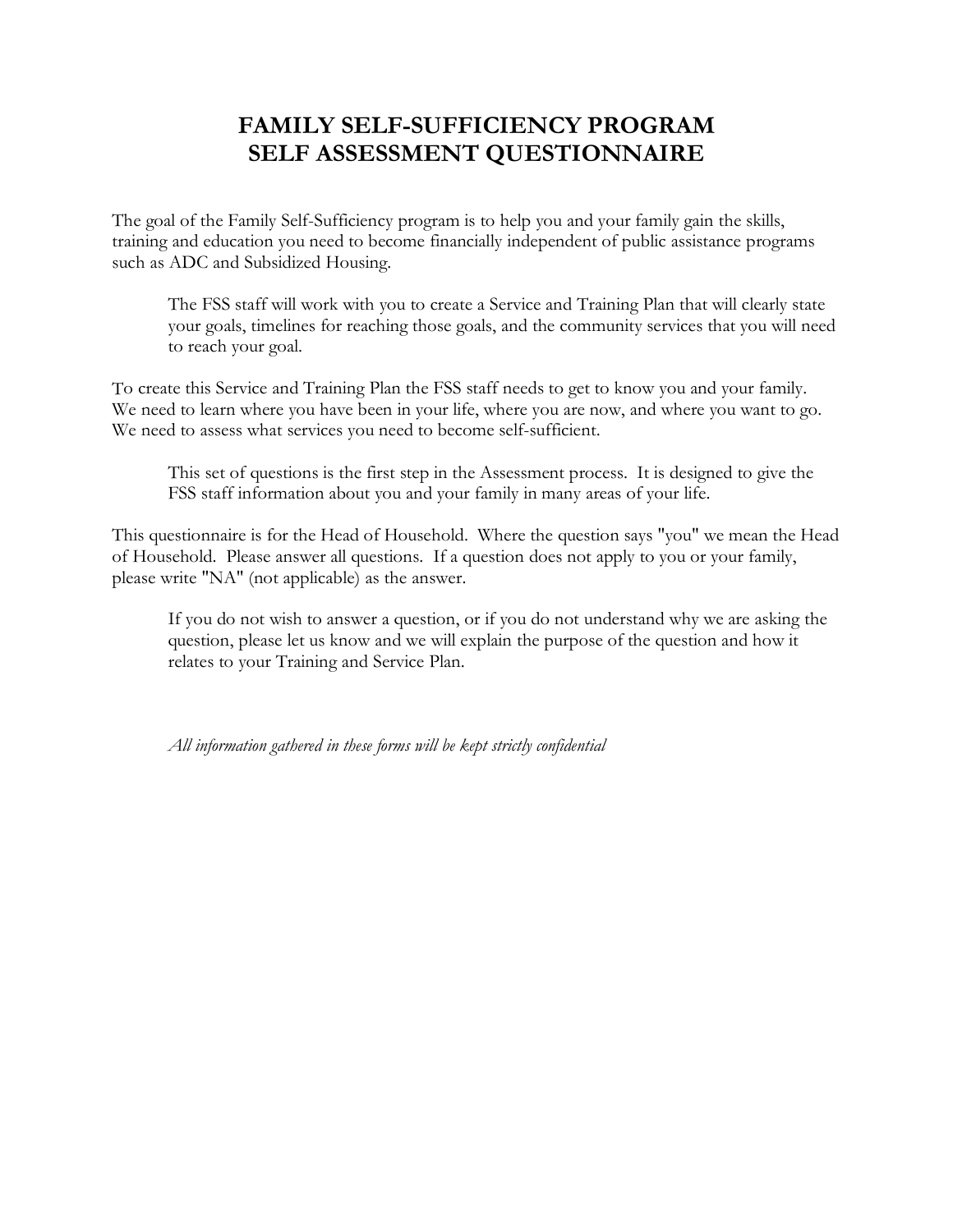# FAMILY SELF-SUFFICIENCY PROGRAM
# SELF ASSESSMENT QUESTIONNAIRE

The goal of the Family Self-Sufficiency program is to help you and your family gain the skills, training and education you need to become financially independent of public assistance programs such as ADC and Subsidized Housing.

The FSS staff will work with you to create a Service and Training Plan that will clearly state your goals, timelines for reaching those goals, and the community services that you will need to reach your goal.

To create this Service and Training Plan the FSS staff needs to get to know you and your family. We need to learn where you have been in your life, where you are now, and where you want to go. We need to assess what services you need to become self-sufficient.

This set of questions is the first step in the Assessment process. It is designed to give the FSS staff information about you and your family in many areas of your life.

This questionnaire is for the Head of Household. Where the question says "you" we mean the Head of Household. Please answer all questions. If a question does not apply to you or your family, please write "NA" (not applicable) as the answer.

If you do not wish to answer a question, or if you do not understand why we are asking the question, please let us know and we will explain the purpose of the question and how it relates to your Training and Service Plan.

*All information gathered in these forms will be kept strictly confidential*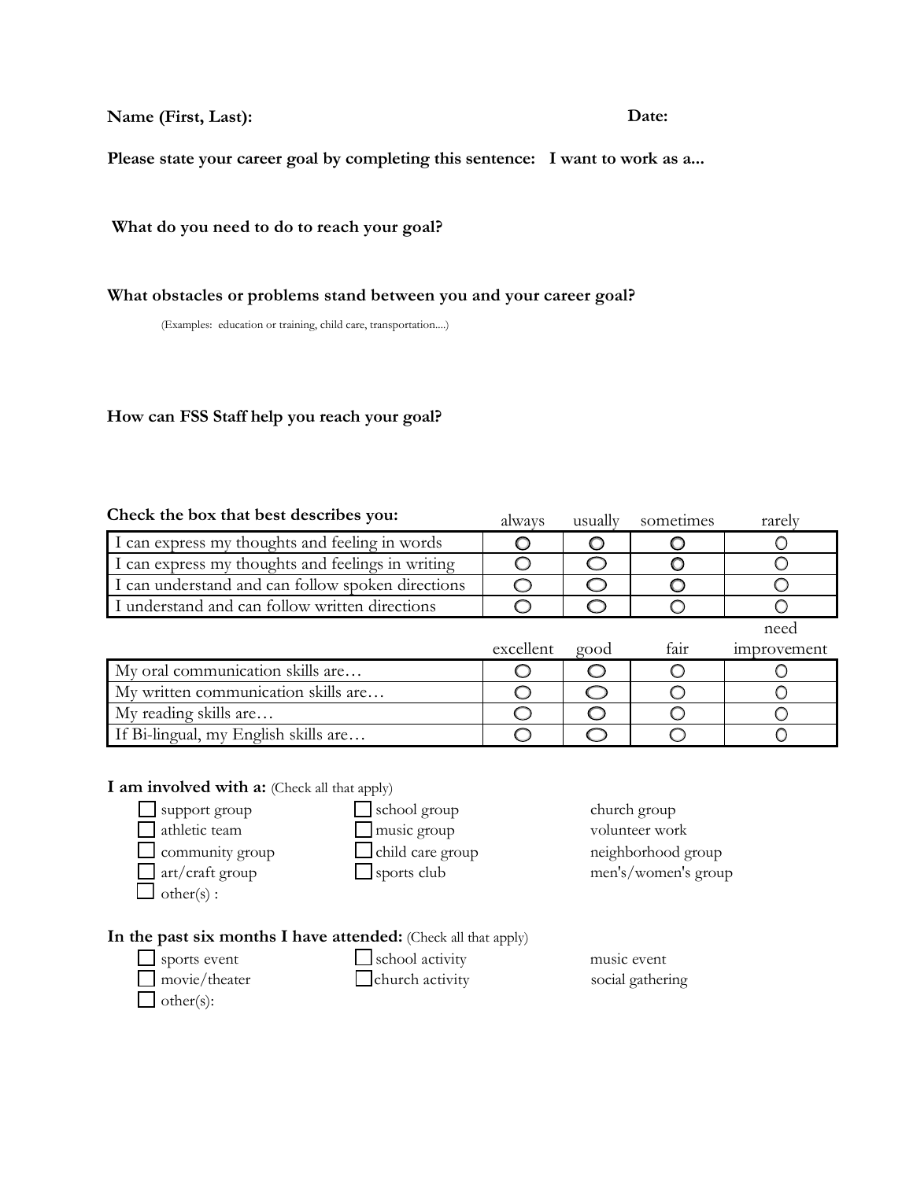**Name (First, Last):** **Date:**

**Please state your career goal by completing this sentence: I want to work as a...**

**What do you need to do to reach your goal?**

**What obstacles or problems stand between you and your career goal?**

(Examples: education or training, child care, transportation....)

**How can FSS Staff help you reach your goal?**

**Check the box that best describes you:**

| | always | usually | sometimes | rarely |
|---|---|---|---|---|
| I can express my thoughts and feeling in words | ○ | ○ | ○ | ○ |
| I can express my thoughts and feelings in writing | ○ | ○ | ○ | ○ |
| I can understand and can follow spoken directions | ○ | ○ | ○ | ○ |
| I understand and can follow written directions | ○ | ○ | ○ | ○ |

| | excellent | good | fair | need improvement |
|---|---|---|---|---|
| My oral communication skills are… | ○ | ○ | ○ | ○ |
| My written communication skills are… | ○ | ○ | ○ | ○ |
| My reading skills are… | ○ | ○ | ○ | ○ |
| If Bi-lingual, my English skills are… | ○ | ○ | ○ | ○ |

**I am involved with a:** (Check all that apply)

- ☐ support group
- ☐ athletic team
- ☐ community group
- ☐ art/craft group
- ☐ other(s) :
- ☐ school group
- ☐ music group
- ☐ child care group
- ☐ sports club
- church group
- volunteer work
- neighborhood group
- men's/women's group

**In the past six months I have attended:** (Check all that apply)

- ☐ sports event
- ☐ movie/theater
- ☐ other(s):
- ☐ school activity
- ☐ church activity
- music event
- social gathering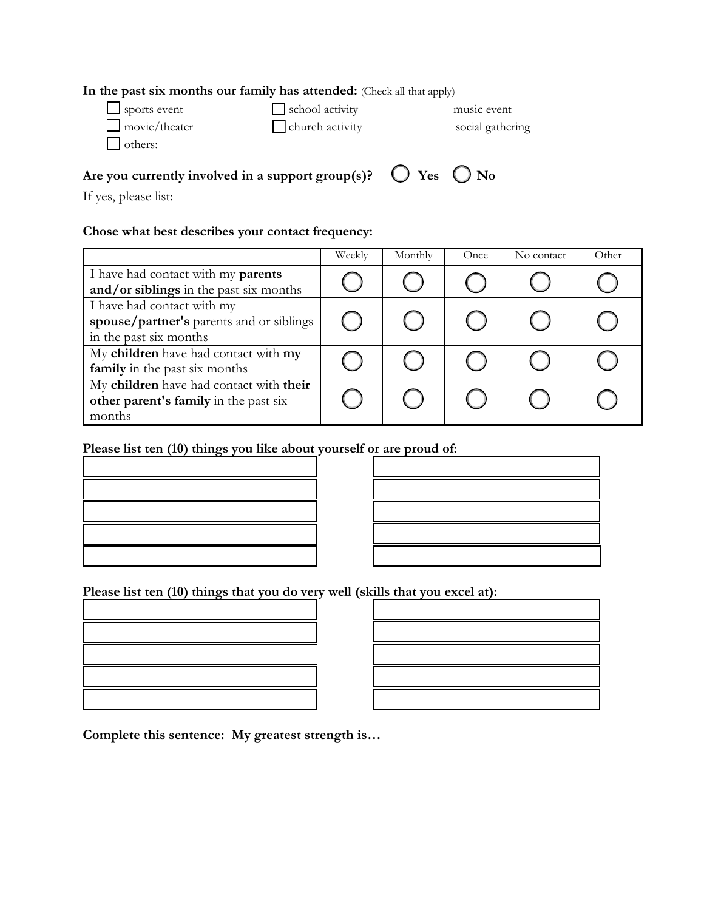**In the past six months our family has attended:** (Check all that apply)

- ☐ sports event
- ☐ school activity
- music event
- ☐ movie/theater
- ☐ church activity
- social gathering
- ☐ others:

**Are you currently involved in a support group(s)?** ◯ **Yes** ◯ **No**

If yes, please list:

**Chose what best describes your contact frequency:**

| | Weekly | Monthly | Once | No contact | Other |
|---|---|---|---|---|---|
| I have had contact with my **parents and/or siblings** in the past six months | ◯ | ◯ | ◯ | ◯ | ◯ |
| I have had contact with my **spouse/partner's** parents and or siblings in the past six months | ◯ | ◯ | ◯ | ◯ | ◯ |
| My **children** have had contact with **my family** in the past six months | ◯ | ◯ | ◯ | ◯ | ◯ |
| My **children** have had contact with **their other parent's family** in the past six months | ◯ | ◯ | ◯ | ◯ | ◯ |

**Please list ten (10) things you like about yourself or are proud of:**

| | |
|---|---|
| | |
| | |
| | |
| | |
| | |

**Please list ten (10) things that you do very well (skills that you excel at):**

| | |
|---|---|
| | |
| | |
| | |
| | |
| | |

**Complete this sentence: My greatest strength is…**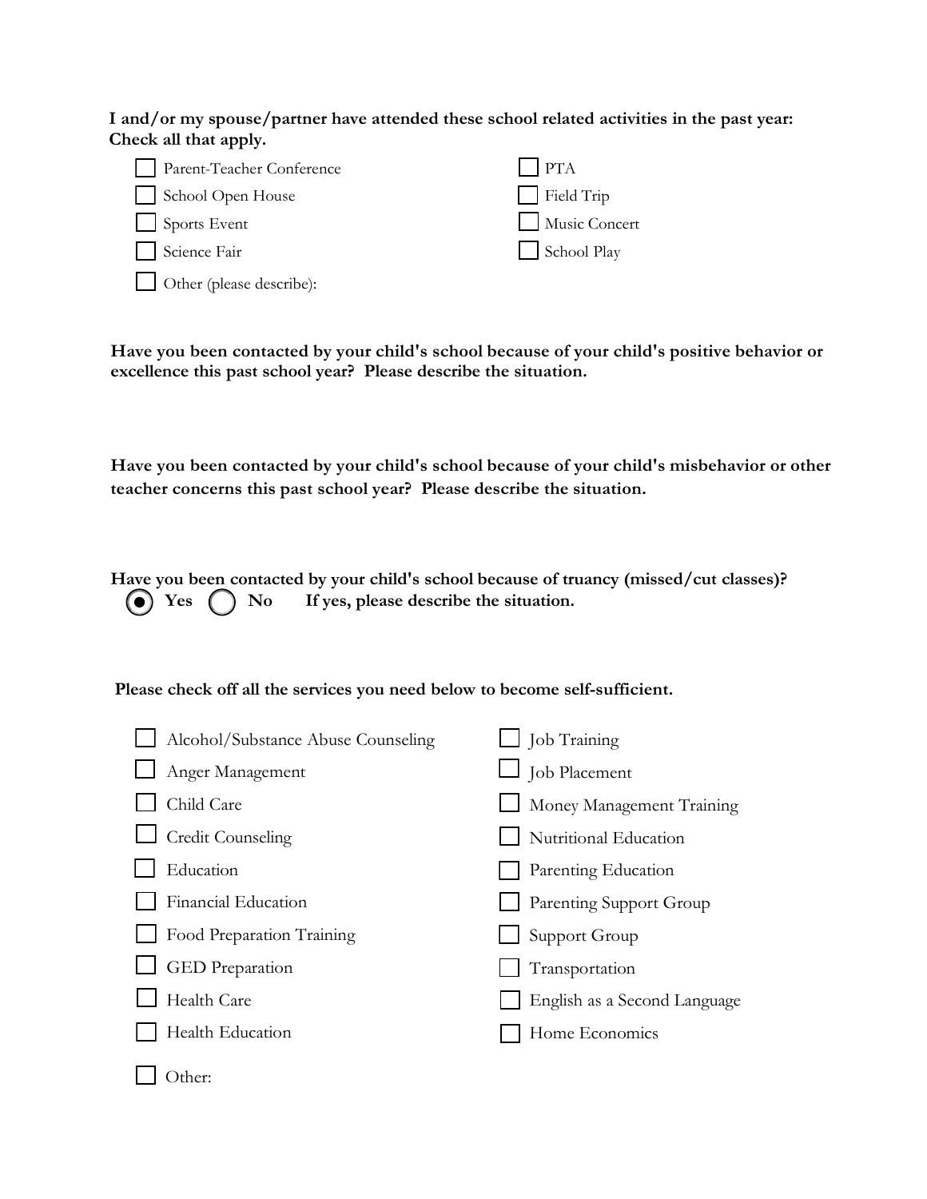**I and/or my spouse/partner have attended these school related activities in the past year: Check all that apply.**

- ☐ Parent-Teacher Conference
- ☐ School Open House
- ☐ Sports Event
- ☐ Science Fair
- ☐ PTA
- ☐ Field Trip
- ☐ Music Concert
- ☐ School Play
- ☐ Other (please describe):

**Have you been contacted by your child's school because of your child's positive behavior or excellence this past school year? Please describe the situation.**

**Have you been contacted by your child's school because of your child's misbehavior or other teacher concerns this past school year? Please describe the situation.**

**Have you been contacted by your child's school because of truancy (missed/cut classes)?**

◉ **Yes** ○ **No** **If yes, please describe the situation.**

**Please check off all the services you need below to become self-sufficient.**

- ☐ Alcohol/Substance Abuse Counseling
- ☐ Anger Management
- ☐ Child Care
- ☐ Credit Counseling
- ☐ Education
- ☐ Financial Education
- ☐ Food Preparation Training
- ☐ GED Preparation
- ☐ Health Care
- ☐ Health Education
- ☐ Job Training
- ☐ Job Placement
- ☐ Money Management Training
- ☐ Nutritional Education
- ☐ Parenting Education
- ☐ Parenting Support Group
- ☐ Support Group
- ☐ Transportation
- ☐ English as a Second Language
- ☐ Home Economics
- ☐ Other: